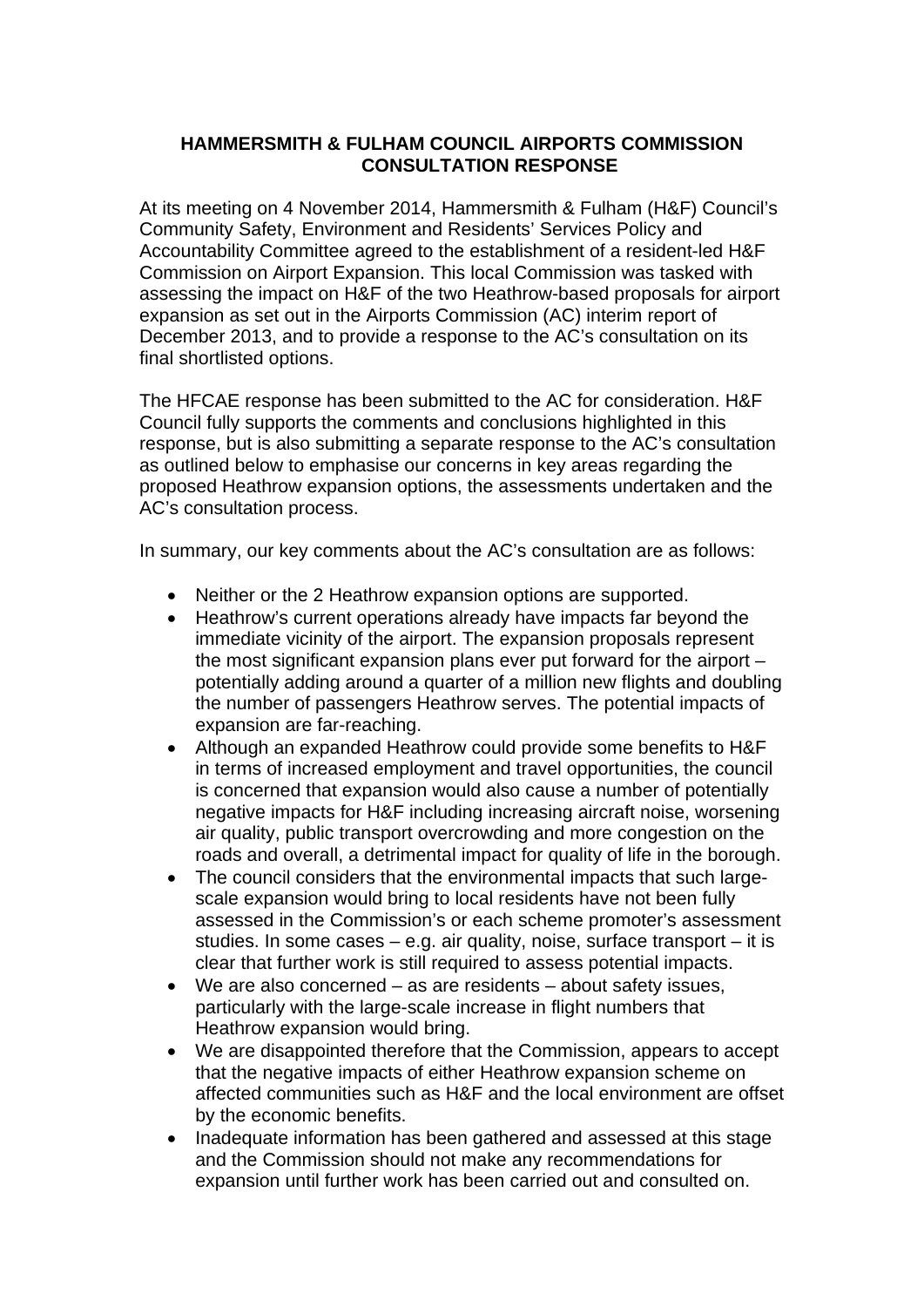# HAMMERSMITH & FULHAM COUNCIL AIRPORTS COMMISSION CONSULTATION RESPONSE

At its meeting on 4 November 2014, Hammersmith & Fulham (H&F) Council's Community Safety, Environment and Residents' Services Policy and Accountability Committee agreed to the establishment of a resident-led H&F Commission on Airport Expansion. This local Commission was tasked with assessing the impact on H&F of the two Heathrow-based proposals for airport expansion as set out in the Airports Commission (AC) interim report of December 2013, and to provide a response to the AC's consultation on its final shortlisted options.

The HFCAE response has been submitted to the AC for consideration. H&F Council fully supports the comments and conclusions highlighted in this response, but is also submitting a separate response to the AC's consultation as outlined below to emphasise our concerns in key areas regarding the proposed Heathrow expansion options, the assessments undertaken and the AC's consultation process.

In summary, our key comments about the AC's consultation are as follows:

- Neither or the 2 Heathrow expansion options are supported.
- Heathrow's current operations already have impacts far beyond the immediate vicinity of the airport. The expansion proposals represent the most significant expansion plans ever put forward for the airport – potentially adding around a quarter of a million new flights and doubling the number of passengers Heathrow serves. The potential impacts of expansion are far-reaching.
- Although an expanded Heathrow could provide some benefits to H&F in terms of increased employment and travel opportunities, the council is concerned that expansion would also cause a number of potentially negative impacts for H&F including increasing aircraft noise, worsening air quality, public transport overcrowding and more congestion on the roads and overall, a detrimental impact for quality of life in the borough.
- The council considers that the environmental impacts that such large-scale expansion would bring to local residents have not been fully assessed in the Commission's or each scheme promoter's assessment studies. In some cases – e.g. air quality, noise, surface transport – it is clear that further work is still required to assess potential impacts.
- We are also concerned – as are residents – about safety issues, particularly with the large-scale increase in flight numbers that Heathrow expansion would bring.
- We are disappointed therefore that the Commission, appears to accept that the negative impacts of either Heathrow expansion scheme on affected communities such as H&F and the local environment are offset by the economic benefits.
- Inadequate information has been gathered and assessed at this stage and the Commission should not make any recommendations for expansion until further work has been carried out and consulted on.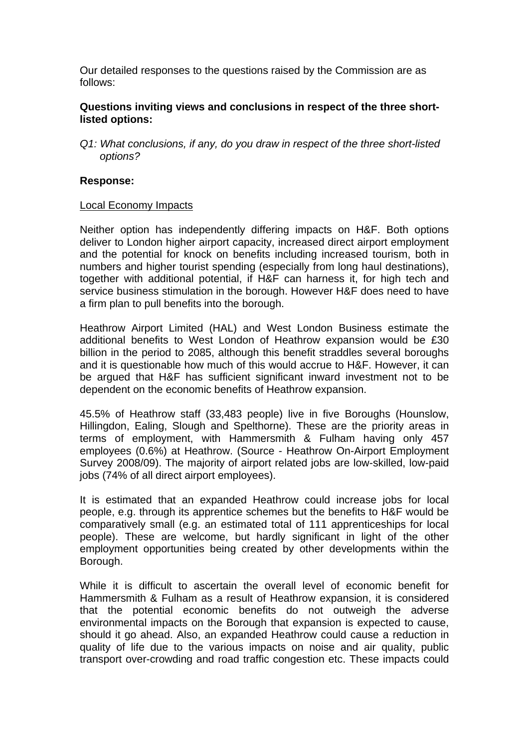Our detailed responses to the questions raised by the Commission are as follows:

**Questions inviting views and conclusions in respect of the three short-listed options:**

*Q1: What conclusions, if any, do you draw in respect of the three short-listed options?*

**Response:**

Local Economy Impacts

Neither option has independently differing impacts on H&F. Both options deliver to London higher airport capacity, increased direct airport employment and the potential for knock on benefits including increased tourism, both in numbers and higher tourist spending (especially from long haul destinations), together with additional potential, if H&F can harness it, for high tech and service business stimulation in the borough. However H&F does need to have a firm plan to pull benefits into the borough.

Heathrow Airport Limited (HAL) and West London Business estimate the additional benefits to West London of Heathrow expansion would be £30 billion in the period to 2085, although this benefit straddles several boroughs and it is questionable how much of this would accrue to H&F. However, it can be argued that H&F has sufficient significant inward investment not to be dependent on the economic benefits of Heathrow expansion.

45.5% of Heathrow staff (33,483 people) live in five Boroughs (Hounslow, Hillingdon, Ealing, Slough and Spelthorne). These are the priority areas in terms of employment, with Hammersmith & Fulham having only 457 employees (0.6%) at Heathrow. (Source - Heathrow On-Airport Employment Survey 2008/09). The majority of airport related jobs are low-skilled, low-paid jobs (74% of all direct airport employees).

It is estimated that an expanded Heathrow could increase jobs for local people, e.g. through its apprentice schemes but the benefits to H&F would be comparatively small (e.g. an estimated total of 111 apprenticeships for local people). These are welcome, but hardly significant in light of the other employment opportunities being created by other developments within the Borough.

While it is difficult to ascertain the overall level of economic benefit for Hammersmith & Fulham as a result of Heathrow expansion, it is considered that the potential economic benefits do not outweigh the adverse environmental impacts on the Borough that expansion is expected to cause, should it go ahead. Also, an expanded Heathrow could cause a reduction in quality of life due to the various impacts on noise and air quality, public transport over-crowding and road traffic congestion etc. These impacts could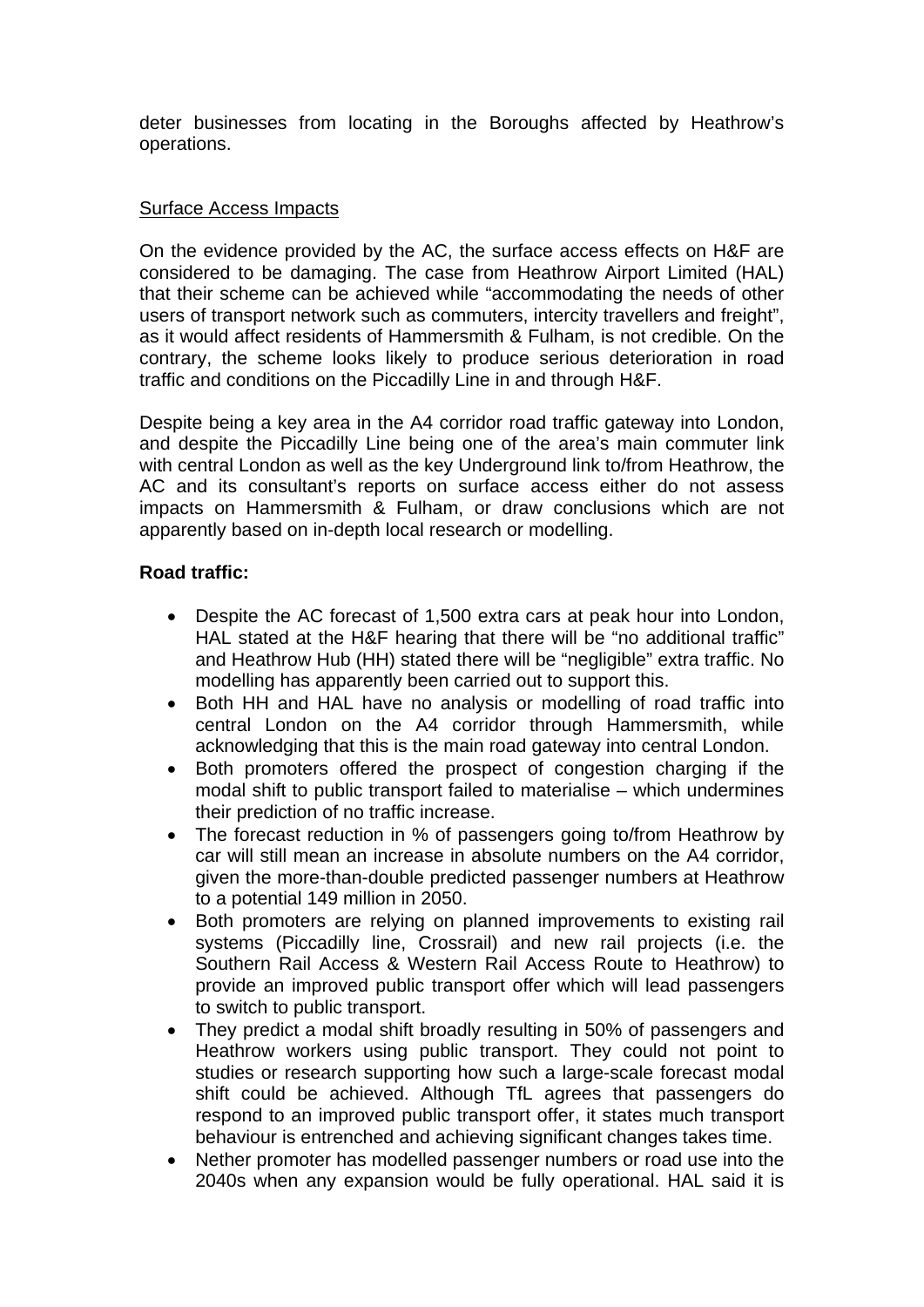deter businesses from locating in the Boroughs affected by Heathrow's operations.

<u>Surface Access Impacts</u>

On the evidence provided by the AC, the surface access effects on H&F are considered to be damaging. The case from Heathrow Airport Limited (HAL) that their scheme can be achieved while "accommodating the needs of other users of transport network such as commuters, intercity travellers and freight", as it would affect residents of Hammersmith & Fulham, is not credible. On the contrary, the scheme looks likely to produce serious deterioration in road traffic and conditions on the Piccadilly Line in and through H&F.

Despite being a key area in the A4 corridor road traffic gateway into London, and despite the Piccadilly Line being one of the area's main commuter link with central London as well as the key Underground link to/from Heathrow, the AC and its consultant's reports on surface access either do not assess impacts on Hammersmith & Fulham, or draw conclusions which are not apparently based on in-depth local research or modelling.

**Road traffic:**

- Despite the AC forecast of 1,500 extra cars at peak hour into London, HAL stated at the H&F hearing that there will be "no additional traffic" and Heathrow Hub (HH) stated there will be "negligible" extra traffic. No modelling has apparently been carried out to support this.
- Both HH and HAL have no analysis or modelling of road traffic into central London on the A4 corridor through Hammersmith, while acknowledging that this is the main road gateway into central London.
- Both promoters offered the prospect of congestion charging if the modal shift to public transport failed to materialise – which undermines their prediction of no traffic increase.
- The forecast reduction in % of passengers going to/from Heathrow by car will still mean an increase in absolute numbers on the A4 corridor, given the more-than-double predicted passenger numbers at Heathrow to a potential 149 million in 2050.
- Both promoters are relying on planned improvements to existing rail systems (Piccadilly line, Crossrail) and new rail projects (i.e. the Southern Rail Access & Western Rail Access Route to Heathrow) to provide an improved public transport offer which will lead passengers to switch to public transport.
- They predict a modal shift broadly resulting in 50% of passengers and Heathrow workers using public transport. They could not point to studies or research supporting how such a large-scale forecast modal shift could be achieved. Although TfL agrees that passengers do respond to an improved public transport offer, it states much transport behaviour is entrenched and achieving significant changes takes time.
- Nether promoter has modelled passenger numbers or road use into the 2040s when any expansion would be fully operational. HAL said it is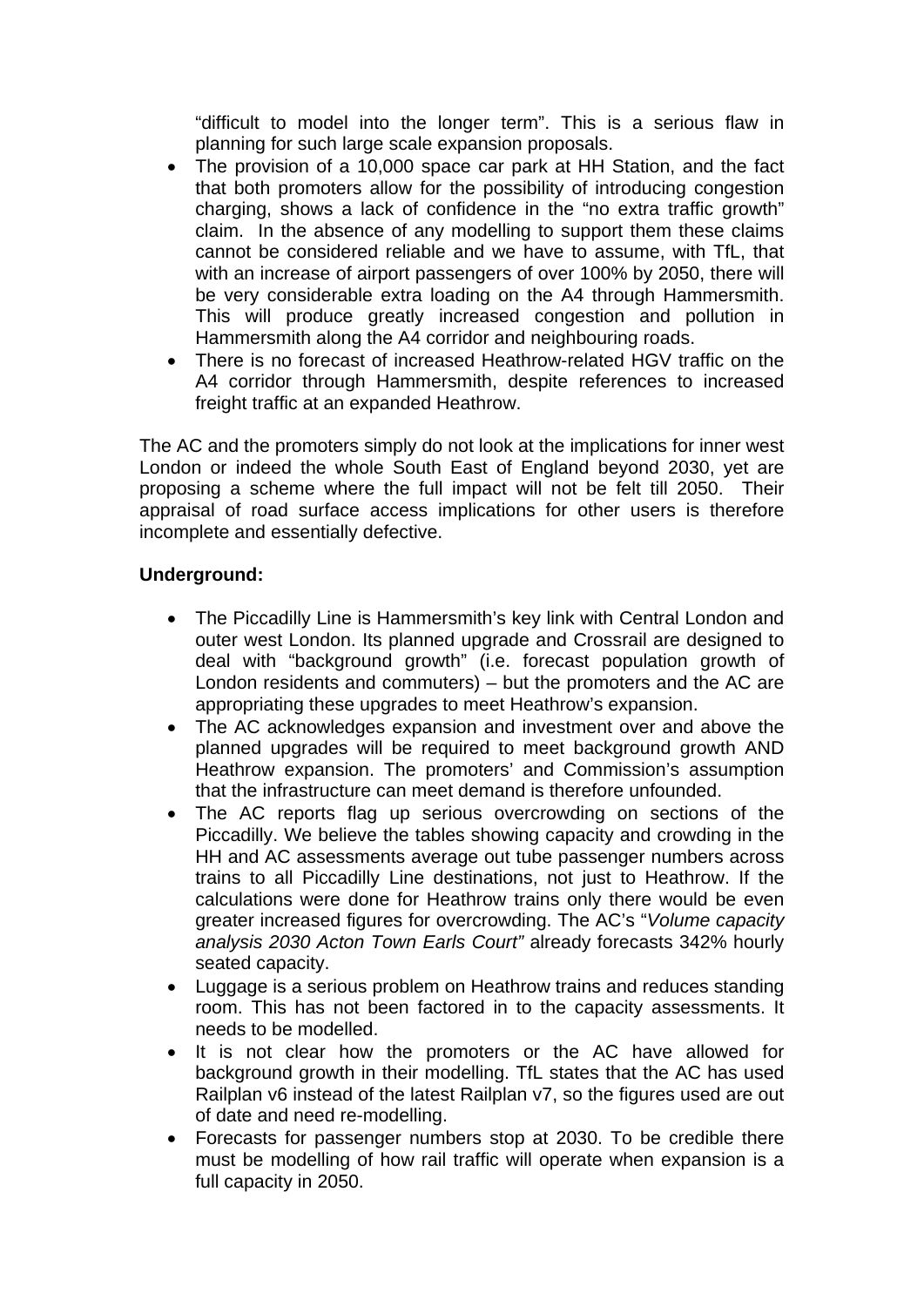"difficult to model into the longer term". This is a serious flaw in planning for such large scale expansion proposals.

- The provision of a 10,000 space car park at HH Station, and the fact that both promoters allow for the possibility of introducing congestion charging, shows a lack of confidence in the "no extra traffic growth" claim. In the absence of any modelling to support them these claims cannot be considered reliable and we have to assume, with TfL, that with an increase of airport passengers of over 100% by 2050, there will be very considerable extra loading on the A4 through Hammersmith. This will produce greatly increased congestion and pollution in Hammersmith along the A4 corridor and neighbouring roads.
- There is no forecast of increased Heathrow-related HGV traffic on the A4 corridor through Hammersmith, despite references to increased freight traffic at an expanded Heathrow.

The AC and the promoters simply do not look at the implications for inner west London or indeed the whole South East of England beyond 2030, yet are proposing a scheme where the full impact will not be felt till 2050. Their appraisal of road surface access implications for other users is therefore incomplete and essentially defective.

**Underground:**

- The Piccadilly Line is Hammersmith's key link with Central London and outer west London. Its planned upgrade and Crossrail are designed to deal with "background growth" (i.e. forecast population growth of London residents and commuters) – but the promoters and the AC are appropriating these upgrades to meet Heathrow's expansion.
- The AC acknowledges expansion and investment over and above the planned upgrades will be required to meet background growth AND Heathrow expansion. The promoters' and Commission's assumption that the infrastructure can meet demand is therefore unfounded.
- The AC reports flag up serious overcrowding on sections of the Piccadilly. We believe the tables showing capacity and crowding in the HH and AC assessments average out tube passenger numbers across trains to all Piccadilly Line destinations, not just to Heathrow. If the calculations were done for Heathrow trains only there would be even greater increased figures for overcrowding. The AC's "*Volume capacity analysis 2030 Acton Town Earls Court"* already forecasts 342% hourly seated capacity.
- Luggage is a serious problem on Heathrow trains and reduces standing room. This has not been factored in to the capacity assessments. It needs to be modelled.
- It is not clear how the promoters or the AC have allowed for background growth in their modelling. TfL states that the AC has used Railplan v6 instead of the latest Railplan v7, so the figures used are out of date and need re-modelling.
- Forecasts for passenger numbers stop at 2030. To be credible there must be modelling of how rail traffic will operate when expansion is a full capacity in 2050.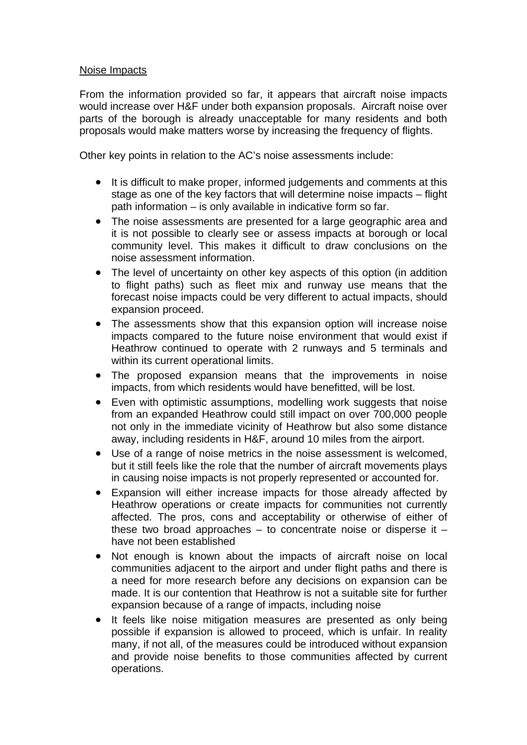<u>Noise Impacts</u>

From the information provided so far, it appears that aircraft noise impacts would increase over H&F under both expansion proposals. Aircraft noise over parts of the borough is already unacceptable for many residents and both proposals would make matters worse by increasing the frequency of flights.

Other key points in relation to the AC's noise assessments include:

- It is difficult to make proper, informed judgements and comments at this stage as one of the key factors that will determine noise impacts – flight path information – is only available in indicative form so far.
- The noise assessments are presented for a large geographic area and it is not possible to clearly see or assess impacts at borough or local community level. This makes it difficult to draw conclusions on the noise assessment information.
- The level of uncertainty on other key aspects of this option (in addition to flight paths) such as fleet mix and runway use means that the forecast noise impacts could be very different to actual impacts, should expansion proceed.
- The assessments show that this expansion option will increase noise impacts compared to the future noise environment that would exist if Heathrow continued to operate with 2 runways and 5 terminals and within its current operational limits.
- The proposed expansion means that the improvements in noise impacts, from which residents would have benefitted, will be lost.
- Even with optimistic assumptions, modelling work suggests that noise from an expanded Heathrow could still impact on over 700,000 people not only in the immediate vicinity of Heathrow but also some distance away, including residents in H&F, around 10 miles from the airport.
- Use of a range of noise metrics in the noise assessment is welcomed, but it still feels like the role that the number of aircraft movements plays in causing noise impacts is not properly represented or accounted for.
- Expansion will either increase impacts for those already affected by Heathrow operations or create impacts for communities not currently affected. The pros, cons and acceptability or otherwise of either of these two broad approaches – to concentrate noise or disperse it – have not been established
- Not enough is known about the impacts of aircraft noise on local communities adjacent to the airport and under flight paths and there is a need for more research before any decisions on expansion can be made. It is our contention that Heathrow is not a suitable site for further expansion because of a range of impacts, including noise
- It feels like noise mitigation measures are presented as only being possible if expansion is allowed to proceed, which is unfair. In reality many, if not all, of the measures could be introduced without expansion and provide noise benefits to those communities affected by current operations.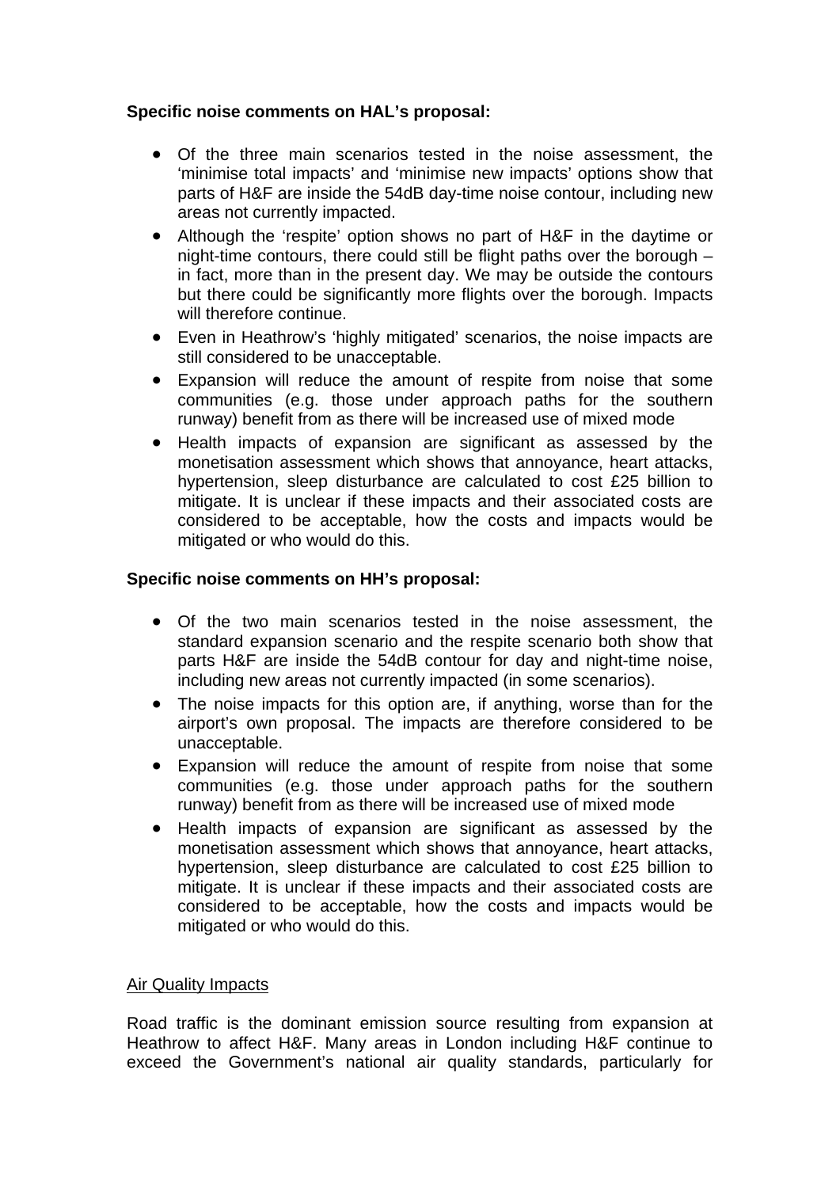**Specific noise comments on HAL's proposal:**

- Of the three main scenarios tested in the noise assessment, the 'minimise total impacts' and 'minimise new impacts' options show that parts of H&F are inside the 54dB day-time noise contour, including new areas not currently impacted.
- Although the 'respite' option shows no part of H&F in the daytime or night-time contours, there could still be flight paths over the borough – in fact, more than in the present day. We may be outside the contours but there could be significantly more flights over the borough. Impacts will therefore continue.
- Even in Heathrow's 'highly mitigated' scenarios, the noise impacts are still considered to be unacceptable.
- Expansion will reduce the amount of respite from noise that some communities (e.g. those under approach paths for the southern runway) benefit from as there will be increased use of mixed mode
- Health impacts of expansion are significant as assessed by the monetisation assessment which shows that annoyance, heart attacks, hypertension, sleep disturbance are calculated to cost £25 billion to mitigate. It is unclear if these impacts and their associated costs are considered to be acceptable, how the costs and impacts would be mitigated or who would do this.

**Specific noise comments on HH's proposal:**

- Of the two main scenarios tested in the noise assessment, the standard expansion scenario and the respite scenario both show that parts H&F are inside the 54dB contour for day and night-time noise, including new areas not currently impacted (in some scenarios).
- The noise impacts for this option are, if anything, worse than for the airport's own proposal. The impacts are therefore considered to be unacceptable.
- Expansion will reduce the amount of respite from noise that some communities (e.g. those under approach paths for the southern runway) benefit from as there will be increased use of mixed mode
- Health impacts of expansion are significant as assessed by the monetisation assessment which shows that annoyance, heart attacks, hypertension, sleep disturbance are calculated to cost £25 billion to mitigate. It is unclear if these impacts and their associated costs are considered to be acceptable, how the costs and impacts would be mitigated or who would do this.

<u>Air Quality Impacts</u>

Road traffic is the dominant emission source resulting from expansion at Heathrow to affect H&F. Many areas in London including H&F continue to exceed the Government's national air quality standards, particularly for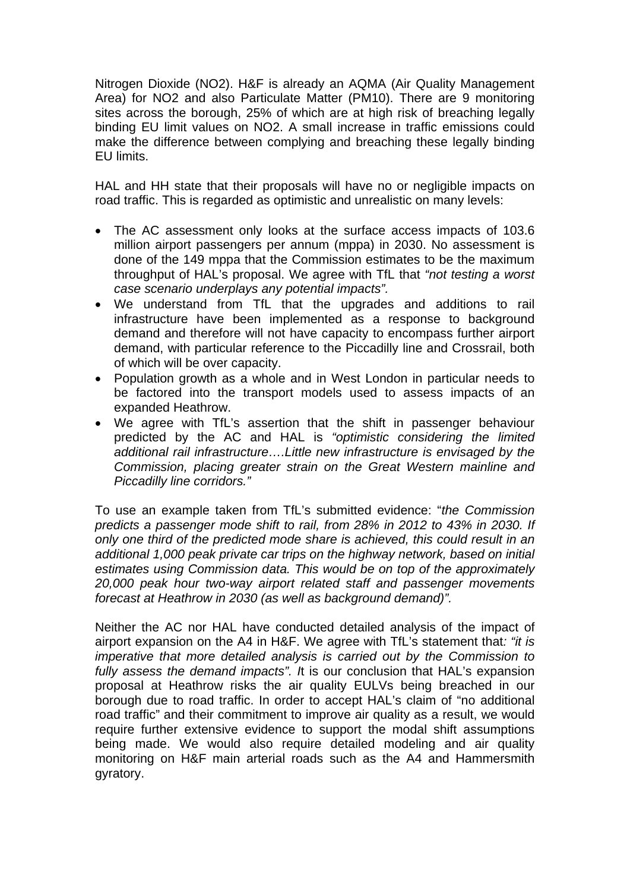Nitrogen Dioxide ($NO_2$). H&F is already an AQMA (Air Quality Management Area) for $NO_2$ and also Particulate Matter ($PM_{10}$). There are 9 monitoring sites across the borough, 25% of which are at high risk of breaching legally binding EU limit values on $NO_2$. A small increase in traffic emissions could make the difference between complying and breaching these legally binding EU limits.

HAL and HH state that their proposals will have no or negligible impacts on road traffic. This is regarded as optimistic and unrealistic on many levels:

- The AC assessment only looks at the surface access impacts of 103.6 million airport passengers per annum (mppa) in 2030. No assessment is done of the 149 mppa that the Commission estimates to be the maximum throughput of HAL's proposal. We agree with TfL that *"not testing a worst case scenario underplays any potential impacts".*
- We understand from TfL that the upgrades and additions to rail infrastructure have been implemented as a response to background demand and therefore will not have capacity to encompass further airport demand, with particular reference to the Piccadilly line and Crossrail, both of which will be over capacity.
- Population growth as a whole and in West London in particular needs to be factored into the transport models used to assess impacts of an expanded Heathrow.
- We agree with TfL's assertion that the shift in passenger behaviour predicted by the AC and HAL is *"optimistic considering the limited additional rail infrastructure….Little new infrastructure is envisaged by the Commission, placing greater strain on the Great Western mainline and Piccadilly line corridors."*

To use an example taken from TfL's submitted evidence: "*the Commission predicts a passenger mode shift to rail, from 28% in 2012 to 43% in 2030. If only one third of the predicted mode share is achieved, this could result in an additional 1,000 peak private car trips on the highway network, based on initial estimates using Commission data. This would be on top of the approximately 20,000 peak hour two-way airport related staff and passenger movements forecast at Heathrow in 2030 (as well as background demand)".*

Neither the AC nor HAL have conducted detailed analysis of the impact of airport expansion on the A4 in H&F. We agree with TfL's statement that*: "it is imperative that more detailed analysis is carried out by the Commission to fully assess the demand impacts". I*t is our conclusion that HAL's expansion proposal at Heathrow risks the air quality EULVs being breached in our borough due to road traffic. In order to accept HAL's claim of "no additional road traffic" and their commitment to improve air quality as a result, we would require further extensive evidence to support the modal shift assumptions being made. We would also require detailed modeling and air quality monitoring on H&F main arterial roads such as the A4 and Hammersmith gyratory.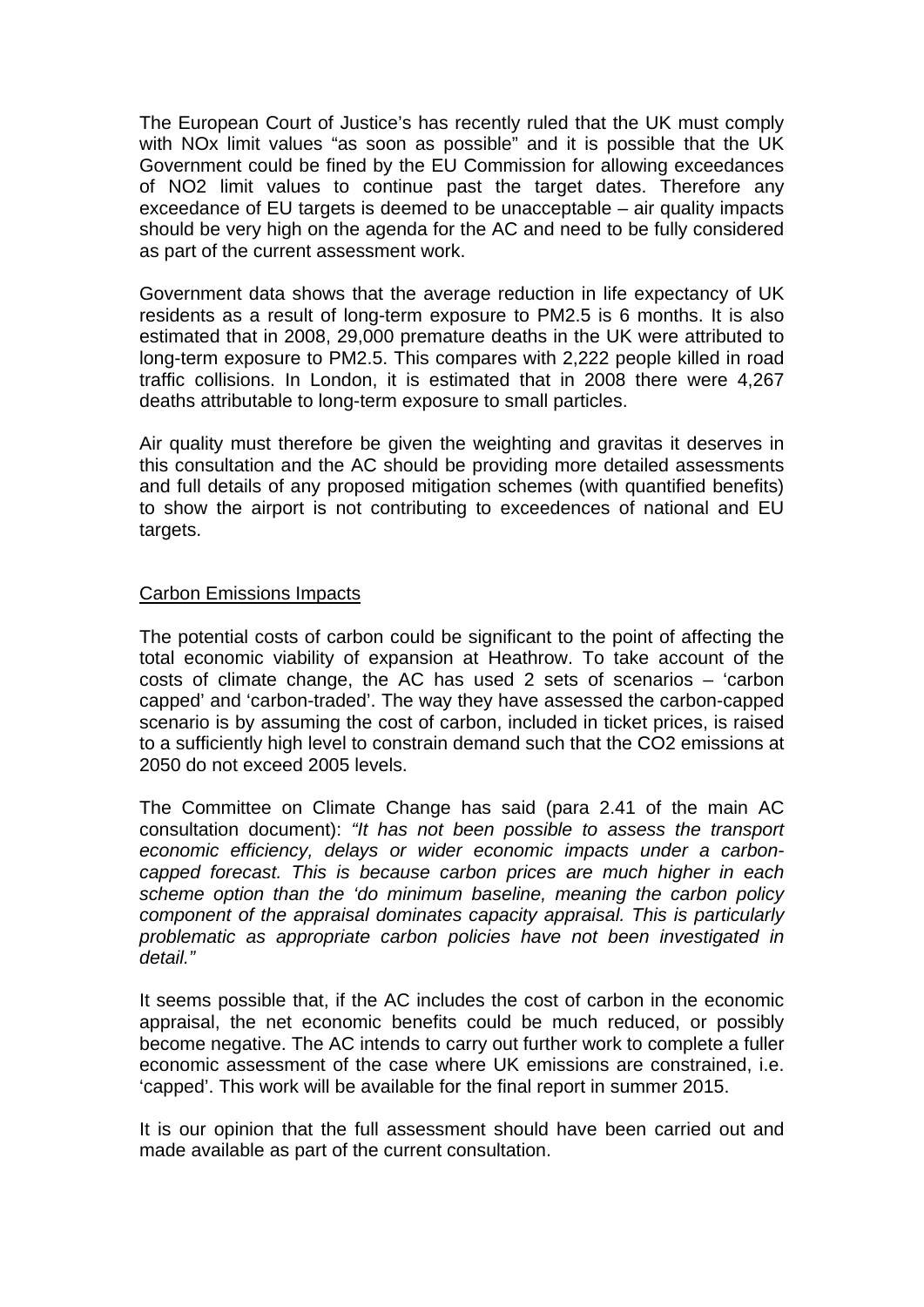The European Court of Justice's has recently ruled that the UK must comply with NOx limit values "as soon as possible" and it is possible that the UK Government could be fined by the EU Commission for allowing exceedances of $NO_2$ limit values to continue past the target dates. Therefore any exceedance of EU targets is deemed to be unacceptable – air quality impacts should be very high on the agenda for the AC and need to be fully considered as part of the current assessment work.

Government data shows that the average reduction in life expectancy of UK residents as a result of long-term exposure to $PM_{2.5}$ is 6 months. It is also estimated that in 2008, 29,000 premature deaths in the UK were attributed to long-term exposure to $PM_{2.5}$. This compares with 2,222 people killed in road traffic collisions. In London, it is estimated that in 2008 there were 4,267 deaths attributable to long-term exposure to small particles.

Air quality must therefore be given the weighting and gravitas it deserves in this consultation and the AC should be providing more detailed assessments and full details of any proposed mitigation schemes (with quantified benefits) to show the airport is not contributing to exceedences of national and EU targets.

<u>Carbon Emissions Impacts</u>

The potential costs of carbon could be significant to the point of affecting the total economic viability of expansion at Heathrow. To take account of the costs of climate change, the AC has used 2 sets of scenarios – 'carbon capped' and 'carbon-traded'. The way they have assessed the carbon-capped scenario is by assuming the cost of carbon, included in ticket prices, is raised to a sufficiently high level to constrain demand such that the $CO_2$ emissions at 2050 do not exceed 2005 levels.

The Committee on Climate Change has said (para 2.41 of the main AC consultation document): *"It has not been possible to assess the transport economic efficiency, delays or wider economic impacts under a carbon-capped forecast. This is because carbon prices are much higher in each scheme option than the 'do minimum baseline, meaning the carbon policy component of the appraisal dominates capacity appraisal. This is particularly problematic as appropriate carbon policies have not been investigated in detail."*

It seems possible that, if the AC includes the cost of carbon in the economic appraisal, the net economic benefits could be much reduced, or possibly become negative. The AC intends to carry out further work to complete a fuller economic assessment of the case where UK emissions are constrained, i.e. 'capped'. This work will be available for the final report in summer 2015.

It is our opinion that the full assessment should have been carried out and made available as part of the current consultation.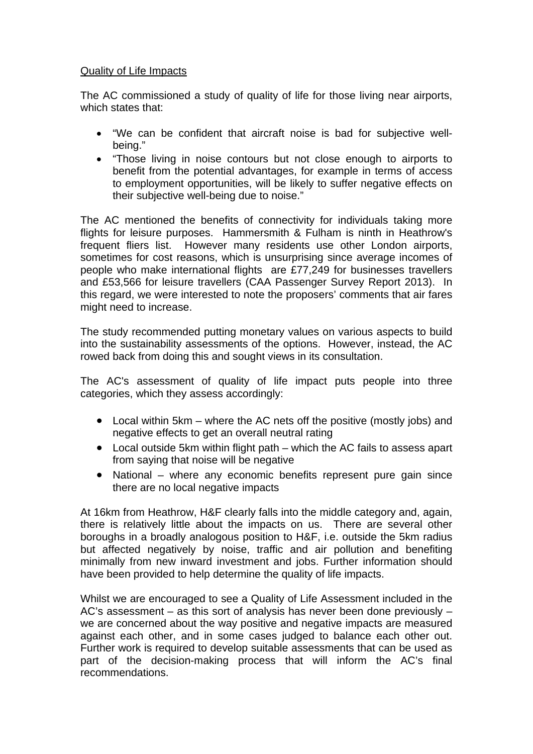Quality of Life Impacts

The AC commissioned a study of quality of life for those living near airports, which states that:

- "We can be confident that aircraft noise is bad for subjective well-being."
- "Those living in noise contours but not close enough to airports to benefit from the potential advantages, for example in terms of access to employment opportunities, will be likely to suffer negative effects on their subjective well-being due to noise."

The AC mentioned the benefits of connectivity for individuals taking more flights for leisure purposes. Hammersmith & Fulham is ninth in Heathrow's frequent fliers list. However many residents use other London airports, sometimes for cost reasons, which is unsurprising since average incomes of people who make international flights are £77,249 for businesses travellers and £53,566 for leisure travellers (CAA Passenger Survey Report 2013). In this regard, we were interested to note the proposers' comments that air fares might need to increase.

The study recommended putting monetary values on various aspects to build into the sustainability assessments of the options. However, instead, the AC rowed back from doing this and sought views in its consultation.

The AC's assessment of quality of life impact puts people into three categories, which they assess accordingly:

- Local within 5km – where the AC nets off the positive (mostly jobs) and negative effects to get an overall neutral rating
- Local outside 5km within flight path – which the AC fails to assess apart from saying that noise will be negative
- National – where any economic benefits represent pure gain since there are no local negative impacts

At 16km from Heathrow, H&F clearly falls into the middle category and, again, there is relatively little about the impacts on us. There are several other boroughs in a broadly analogous position to H&F, i.e. outside the 5km radius but affected negatively by noise, traffic and air pollution and benefiting minimally from new inward investment and jobs. Further information should have been provided to help determine the quality of life impacts.

Whilst we are encouraged to see a Quality of Life Assessment included in the AC's assessment – as this sort of analysis has never been done previously – we are concerned about the way positive and negative impacts are measured against each other, and in some cases judged to balance each other out. Further work is required to develop suitable assessments that can be used as part of the decision-making process that will inform the AC's final recommendations.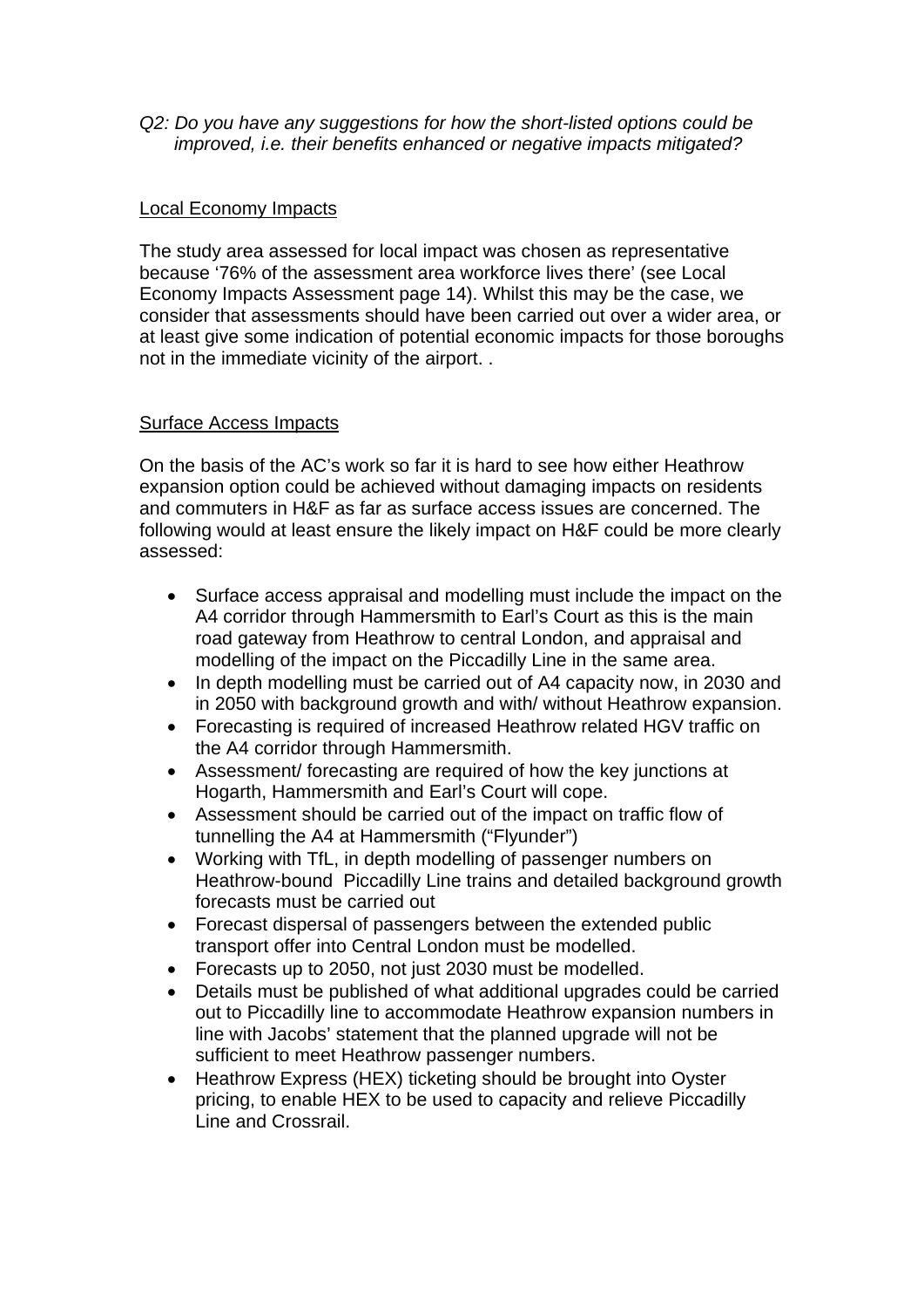*Q2: Do you have any suggestions for how the short-listed options could be improved, i.e. their benefits enhanced or negative impacts mitigated?*

<u>Local Economy Impacts</u>

The study area assessed for local impact was chosen as representative because '76% of the assessment area workforce lives there' (see Local Economy Impacts Assessment page 14). Whilst this may be the case, we consider that assessments should have been carried out over a wider area, or at least give some indication of potential economic impacts for those boroughs not in the immediate vicinity of the airport. .

<u>Surface Access Impacts</u>

On the basis of the AC's work so far it is hard to see how either Heathrow expansion option could be achieved without damaging impacts on residents and commuters in H&F as far as surface access issues are concerned. The following would at least ensure the likely impact on H&F could be more clearly assessed:

- Surface access appraisal and modelling must include the impact on the A4 corridor through Hammersmith to Earl's Court as this is the main road gateway from Heathrow to central London, and appraisal and modelling of the impact on the Piccadilly Line in the same area.
- In depth modelling must be carried out of A4 capacity now, in 2030 and in 2050 with background growth and with/ without Heathrow expansion.
- Forecasting is required of increased Heathrow related HGV traffic on the A4 corridor through Hammersmith.
- Assessment/ forecasting are required of how the key junctions at Hogarth, Hammersmith and Earl's Court will cope.
- Assessment should be carried out of the impact on traffic flow of tunnelling the A4 at Hammersmith ("Flyunder")
- Working with TfL, in depth modelling of passenger numbers on Heathrow-bound Piccadilly Line trains and detailed background growth forecasts must be carried out
- Forecast dispersal of passengers between the extended public transport offer into Central London must be modelled.
- Forecasts up to 2050, not just 2030 must be modelled.
- Details must be published of what additional upgrades could be carried out to Piccadilly line to accommodate Heathrow expansion numbers in line with Jacobs' statement that the planned upgrade will not be sufficient to meet Heathrow passenger numbers.
- Heathrow Express (HEX) ticketing should be brought into Oyster pricing, to enable HEX to be used to capacity and relieve Piccadilly Line and Crossrail.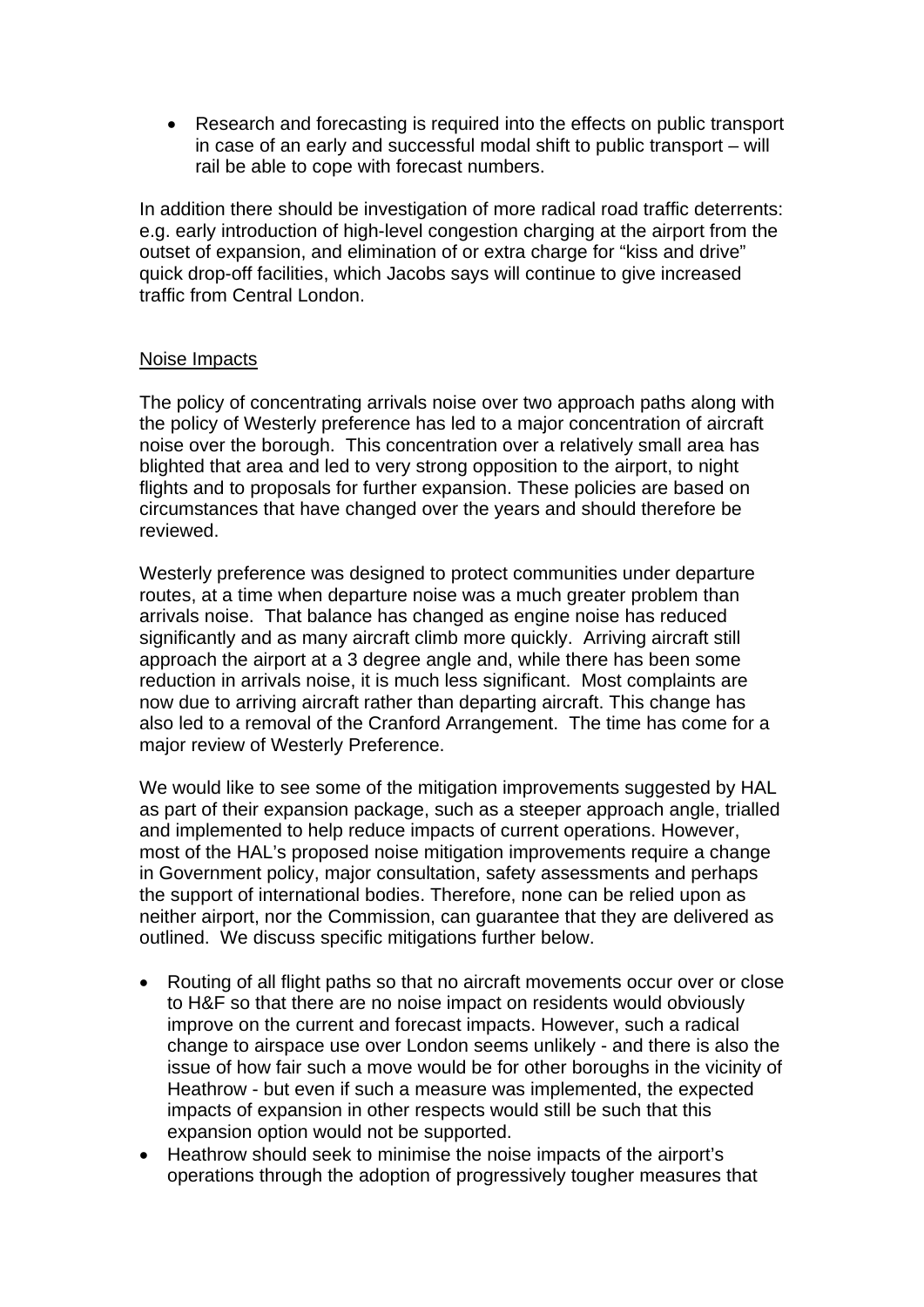- Research and forecasting is required into the effects on public transport in case of an early and successful modal shift to public transport – will rail be able to cope with forecast numbers.

In addition there should be investigation of more radical road traffic deterrents: e.g. early introduction of high-level congestion charging at the airport from the outset of expansion, and elimination of or extra charge for "kiss and drive" quick drop-off facilities, which Jacobs says will continue to give increased traffic from Central London.

Noise Impacts

The policy of concentrating arrivals noise over two approach paths along with the policy of Westerly preference has led to a major concentration of aircraft noise over the borough. This concentration over a relatively small area has blighted that area and led to very strong opposition to the airport, to night flights and to proposals for further expansion. These policies are based on circumstances that have changed over the years and should therefore be reviewed.

Westerly preference was designed to protect communities under departure routes, at a time when departure noise was a much greater problem than arrivals noise. That balance has changed as engine noise has reduced significantly and as many aircraft climb more quickly. Arriving aircraft still approach the airport at a 3 degree angle and, while there has been some reduction in arrivals noise, it is much less significant. Most complaints are now due to arriving aircraft rather than departing aircraft. This change has also led to a removal of the Cranford Arrangement. The time has come for a major review of Westerly Preference.

We would like to see some of the mitigation improvements suggested by HAL as part of their expansion package, such as a steeper approach angle, trialled and implemented to help reduce impacts of current operations. However, most of the HAL's proposed noise mitigation improvements require a change in Government policy, major consultation, safety assessments and perhaps the support of international bodies. Therefore, none can be relied upon as neither airport, nor the Commission, can guarantee that they are delivered as outlined. We discuss specific mitigations further below.

- Routing of all flight paths so that no aircraft movements occur over or close to H&F so that there are no noise impact on residents would obviously improve on the current and forecast impacts. However, such a radical change to airspace use over London seems unlikely - and there is also the issue of how fair such a move would be for other boroughs in the vicinity of Heathrow - but even if such a measure was implemented, the expected impacts of expansion in other respects would still be such that this expansion option would not be supported.
- Heathrow should seek to minimise the noise impacts of the airport's operations through the adoption of progressively tougher measures that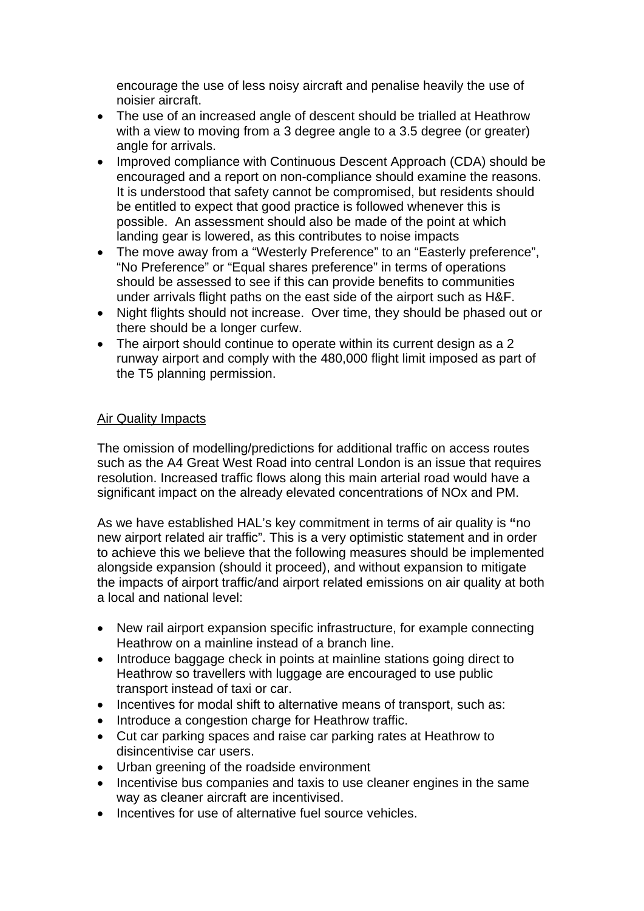encourage the use of less noisy aircraft and penalise heavily the use of noisier aircraft.

- The use of an increased angle of descent should be trialled at Heathrow with a view to moving from a 3 degree angle to a 3.5 degree (or greater) angle for arrivals.
- Improved compliance with Continuous Descent Approach (CDA) should be encouraged and a report on non-compliance should examine the reasons. It is understood that safety cannot be compromised, but residents should be entitled to expect that good practice is followed whenever this is possible. An assessment should also be made of the point at which landing gear is lowered, as this contributes to noise impacts
- The move away from a "Westerly Preference" to an "Easterly preference", "No Preference" or "Equal shares preference" in terms of operations should be assessed to see if this can provide benefits to communities under arrivals flight paths on the east side of the airport such as H&F.
- Night flights should not increase. Over time, they should be phased out or there should be a longer curfew.
- The airport should continue to operate within its current design as a 2 runway airport and comply with the 480,000 flight limit imposed as part of the T5 planning permission.

<u>Air Quality Impacts</u>

The omission of modelling/predictions for additional traffic on access routes such as the A4 Great West Road into central London is an issue that requires resolution. Increased traffic flows along this main arterial road would have a significant impact on the already elevated concentrations of NOx and PM.

As we have established HAL's key commitment in terms of air quality is **"**no new airport related air traffic". This is a very optimistic statement and in order to achieve this we believe that the following measures should be implemented alongside expansion (should it proceed), and without expansion to mitigate the impacts of airport traffic/and airport related emissions on air quality at both a local and national level:

- New rail airport expansion specific infrastructure, for example connecting Heathrow on a mainline instead of a branch line.
- Introduce baggage check in points at mainline stations going direct to Heathrow so travellers with luggage are encouraged to use public transport instead of taxi or car.
- Incentives for modal shift to alternative means of transport, such as:
- Introduce a congestion charge for Heathrow traffic.
- Cut car parking spaces and raise car parking rates at Heathrow to disincentivise car users.
- Urban greening of the roadside environment
- Incentivise bus companies and taxis to use cleaner engines in the same way as cleaner aircraft are incentivised.
- Incentives for use of alternative fuel source vehicles.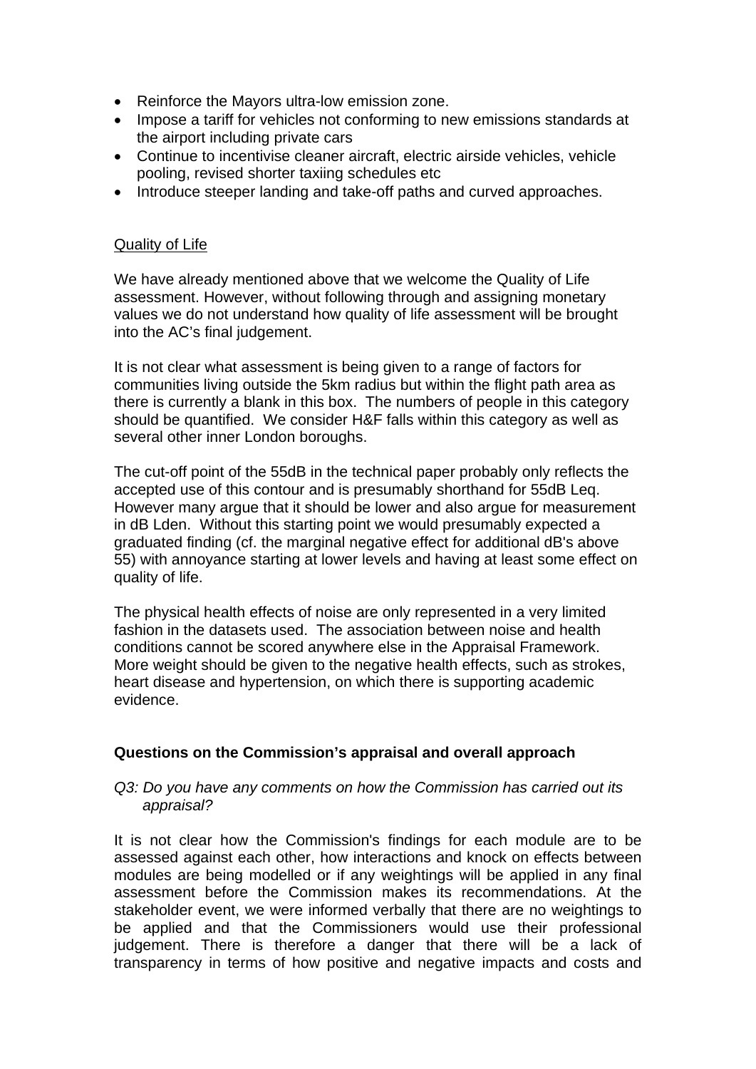- Reinforce the Mayors ultra-low emission zone.
- Impose a tariff for vehicles not conforming to new emissions standards at the airport including private cars
- Continue to incentivise cleaner aircraft, electric airside vehicles, vehicle pooling, revised shorter taxiing schedules etc
- Introduce steeper landing and take-off paths and curved approaches.

<u>Quality of Life</u>

We have already mentioned above that we welcome the Quality of Life assessment. However, without following through and assigning monetary values we do not understand how quality of life assessment will be brought into the AC's final judgement.

It is not clear what assessment is being given to a range of factors for communities living outside the 5km radius but within the flight path area as there is currently a blank in this box. The numbers of people in this category should be quantified. We consider H&F falls within this category as well as several other inner London boroughs.

The cut-off point of the 55dB in the technical paper probably only reflects the accepted use of this contour and is presumably shorthand for 55dB Leq. However many argue that it should be lower and also argue for measurement in dB Lden. Without this starting point we would presumably expected a graduated finding (cf. the marginal negative effect for additional dB's above 55) with annoyance starting at lower levels and having at least some effect on quality of life.

The physical health effects of noise are only represented in a very limited fashion in the datasets used. The association between noise and health conditions cannot be scored anywhere else in the Appraisal Framework. More weight should be given to the negative health effects, such as strokes, heart disease and hypertension, on which there is supporting academic evidence.

## Questions on the Commission's appraisal and overall approach

*Q3: Do you have any comments on how the Commission has carried out its appraisal?*

It is not clear how the Commission's findings for each module are to be assessed against each other, how interactions and knock on effects between modules are being modelled or if any weightings will be applied in any final assessment before the Commission makes its recommendations. At the stakeholder event, we were informed verbally that there are no weightings to be applied and that the Commissioners would use their professional judgement. There is therefore a danger that there will be a lack of transparency in terms of how positive and negative impacts and costs and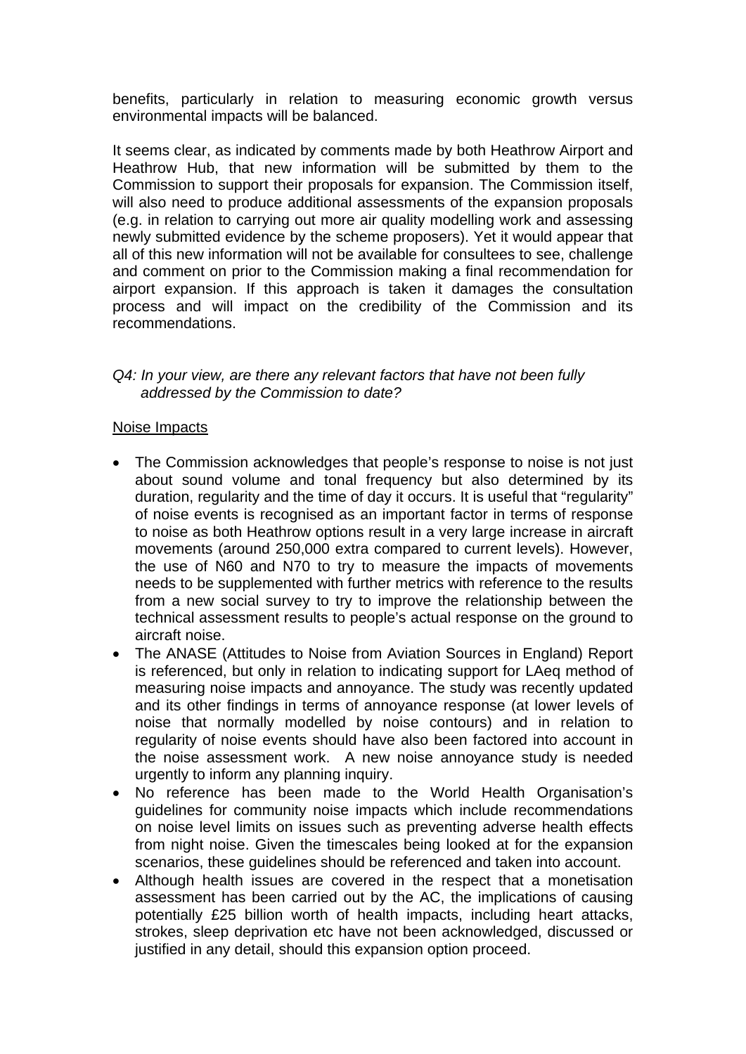benefits, particularly in relation to measuring economic growth versus environmental impacts will be balanced.

It seems clear, as indicated by comments made by both Heathrow Airport and Heathrow Hub, that new information will be submitted by them to the Commission to support their proposals for expansion. The Commission itself, will also need to produce additional assessments of the expansion proposals (e.g. in relation to carrying out more air quality modelling work and assessing newly submitted evidence by the scheme proposers). Yet it would appear that all of this new information will not be available for consultees to see, challenge and comment on prior to the Commission making a final recommendation for airport expansion. If this approach is taken it damages the consultation process and will impact on the credibility of the Commission and its recommendations.

*Q4: In your view, are there any relevant factors that have not been fully addressed by the Commission to date?*

<u>Noise Impacts</u>

- The Commission acknowledges that people's response to noise is not just about sound volume and tonal frequency but also determined by its duration, regularity and the time of day it occurs. It is useful that "regularity" of noise events is recognised as an important factor in terms of response to noise as both Heathrow options result in a very large increase in aircraft movements (around 250,000 extra compared to current levels). However, the use of N60 and N70 to try to measure the impacts of movements needs to be supplemented with further metrics with reference to the results from a new social survey to try to improve the relationship between the technical assessment results to people's actual response on the ground to aircraft noise.
- The ANASE (Attitudes to Noise from Aviation Sources in England) Report is referenced, but only in relation to indicating support for LAeq method of measuring noise impacts and annoyance. The study was recently updated and its other findings in terms of annoyance response (at lower levels of noise that normally modelled by noise contours) and in relation to regularity of noise events should have also been factored into account in the noise assessment work. A new noise annoyance study is needed urgently to inform any planning inquiry.
- No reference has been made to the World Health Organisation's guidelines for community noise impacts which include recommendations on noise level limits on issues such as preventing adverse health effects from night noise. Given the timescales being looked at for the expansion scenarios, these guidelines should be referenced and taken into account.
- Although health issues are covered in the respect that a monetisation assessment has been carried out by the AC, the implications of causing potentially £25 billion worth of health impacts, including heart attacks, strokes, sleep deprivation etc have not been acknowledged, discussed or justified in any detail, should this expansion option proceed.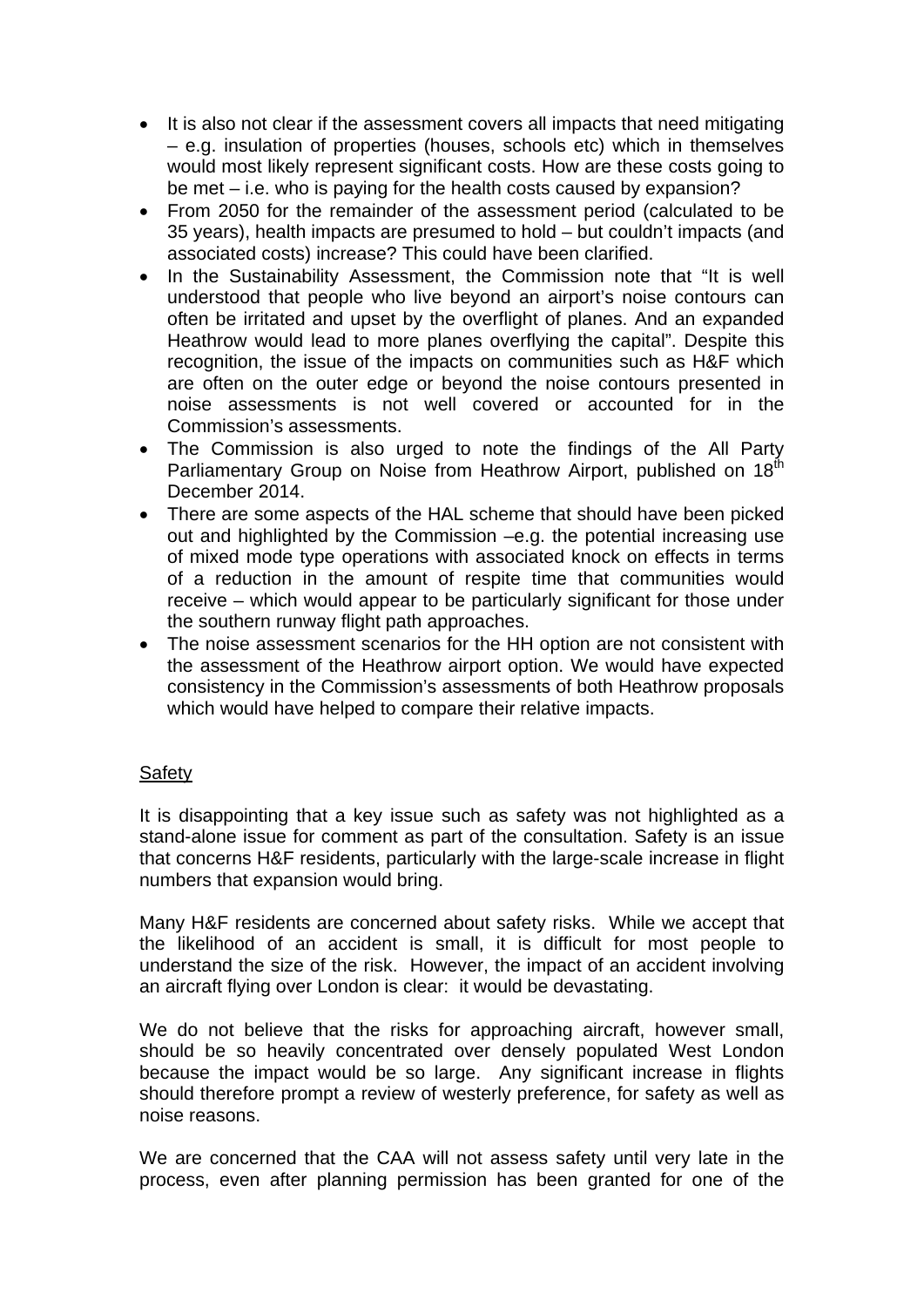- It is also not clear if the assessment covers all impacts that need mitigating – e.g. insulation of properties (houses, schools etc) which in themselves would most likely represent significant costs. How are these costs going to be met – i.e. who is paying for the health costs caused by expansion?
- From 2050 for the remainder of the assessment period (calculated to be 35 years), health impacts are presumed to hold – but couldn't impacts (and associated costs) increase? This could have been clarified.
- In the Sustainability Assessment, the Commission note that "It is well understood that people who live beyond an airport's noise contours can often be irritated and upset by the overflight of planes. And an expanded Heathrow would lead to more planes overflying the capital". Despite this recognition, the issue of the impacts on communities such as H&F which are often on the outer edge or beyond the noise contours presented in noise assessments is not well covered or accounted for in the Commission's assessments.
- The Commission is also urged to note the findings of the All Party Parliamentary Group on Noise from Heathrow Airport, published on 18th December 2014.
- There are some aspects of the HAL scheme that should have been picked out and highlighted by the Commission –e.g. the potential increasing use of mixed mode type operations with associated knock on effects in terms of a reduction in the amount of respite time that communities would receive – which would appear to be particularly significant for those under the southern runway flight path approaches.
- The noise assessment scenarios for the HH option are not consistent with the assessment of the Heathrow airport option. We would have expected consistency in the Commission's assessments of both Heathrow proposals which would have helped to compare their relative impacts.

Safety

It is disappointing that a key issue such as safety was not highlighted as a stand-alone issue for comment as part of the consultation. Safety is an issue that concerns H&F residents, particularly with the large-scale increase in flight numbers that expansion would bring.

Many H&F residents are concerned about safety risks. While we accept that the likelihood of an accident is small, it is difficult for most people to understand the size of the risk. However, the impact of an accident involving an aircraft flying over London is clear: it would be devastating.

We do not believe that the risks for approaching aircraft, however small, should be so heavily concentrated over densely populated West London because the impact would be so large. Any significant increase in flights should therefore prompt a review of westerly preference, for safety as well as noise reasons.

We are concerned that the CAA will not assess safety until very late in the process, even after planning permission has been granted for one of the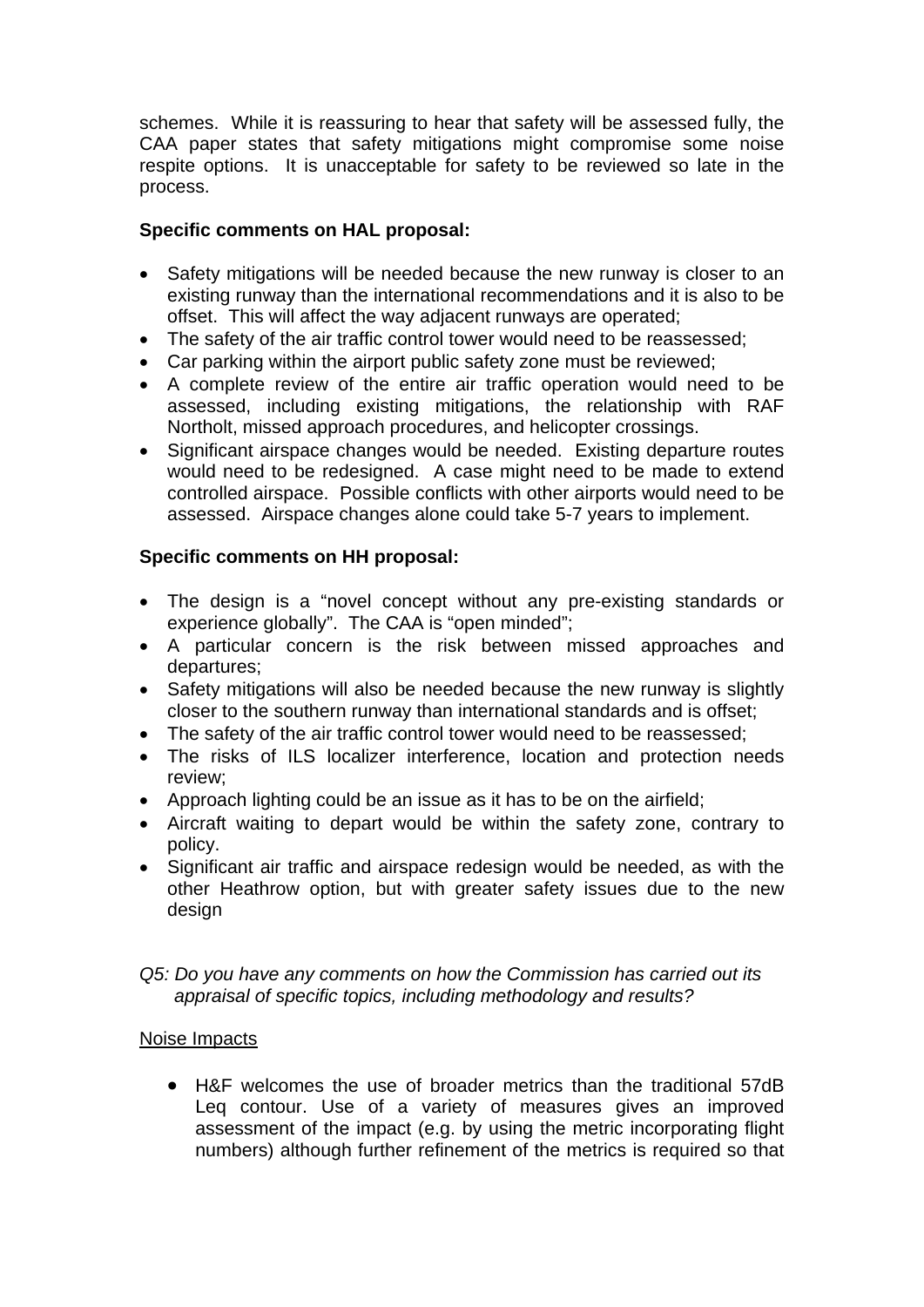schemes. While it is reassuring to hear that safety will be assessed fully, the CAA paper states that safety mitigations might compromise some noise respite options. It is unacceptable for safety to be reviewed so late in the process.

**Specific comments on HAL proposal:**

- Safety mitigations will be needed because the new runway is closer to an existing runway than the international recommendations and it is also to be offset. This will affect the way adjacent runways are operated;
- The safety of the air traffic control tower would need to be reassessed;
- Car parking within the airport public safety zone must be reviewed;
- A complete review of the entire air traffic operation would need to be assessed, including existing mitigations, the relationship with RAF Northolt, missed approach procedures, and helicopter crossings.
- Significant airspace changes would be needed. Existing departure routes would need to be redesigned. A case might need to be made to extend controlled airspace. Possible conflicts with other airports would need to be assessed. Airspace changes alone could take 5-7 years to implement.

**Specific comments on HH proposal:**

- The design is a "novel concept without any pre-existing standards or experience globally". The CAA is "open minded";
- A particular concern is the risk between missed approaches and departures;
- Safety mitigations will also be needed because the new runway is slightly closer to the southern runway than international standards and is offset;
- The safety of the air traffic control tower would need to be reassessed;
- The risks of ILS localizer interference, location and protection needs review;
- Approach lighting could be an issue as it has to be on the airfield;
- Aircraft waiting to depart would be within the safety zone, contrary to policy.
- Significant air traffic and airspace redesign would be needed, as with the other Heathrow option, but with greater safety issues due to the new design

*Q5: Do you have any comments on how the Commission has carried out its appraisal of specific topics, including methodology and results?*

<u>Noise Impacts</u>

- H&F welcomes the use of broader metrics than the traditional 57dB Leq contour. Use of a variety of measures gives an improved assessment of the impact (e.g. by using the metric incorporating flight numbers) although further refinement of the metrics is required so that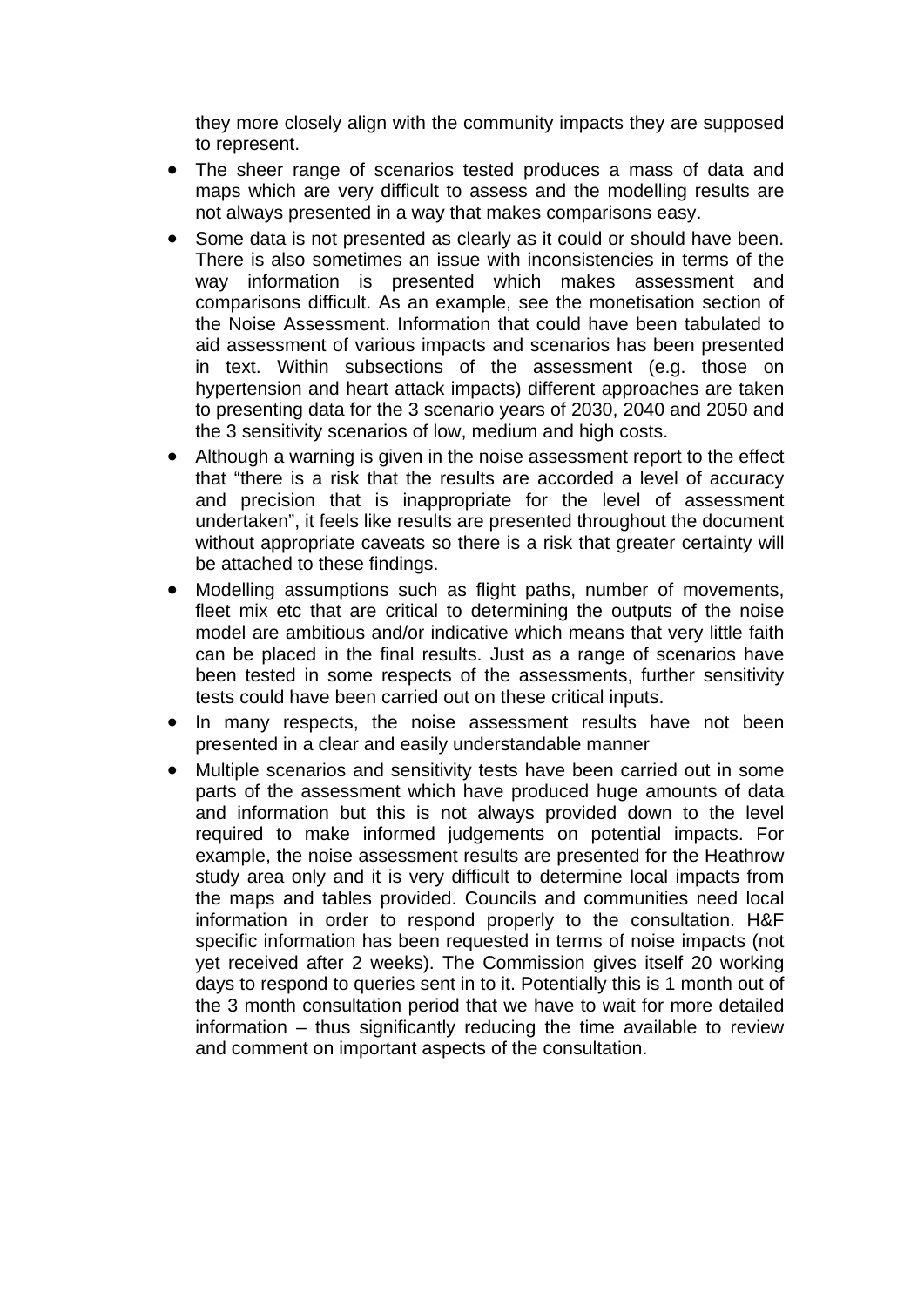they more closely align with the community impacts they are supposed to represent.

- The sheer range of scenarios tested produces a mass of data and maps which are very difficult to assess and the modelling results are not always presented in a way that makes comparisons easy.
- Some data is not presented as clearly as it could or should have been. There is also sometimes an issue with inconsistencies in terms of the way information is presented which makes assessment and comparisons difficult. As an example, see the monetisation section of the Noise Assessment. Information that could have been tabulated to aid assessment of various impacts and scenarios has been presented in text. Within subsections of the assessment (e.g. those on hypertension and heart attack impacts) different approaches are taken to presenting data for the 3 scenario years of 2030, 2040 and 2050 and the 3 sensitivity scenarios of low, medium and high costs.
- Although a warning is given in the noise assessment report to the effect that "there is a risk that the results are accorded a level of accuracy and precision that is inappropriate for the level of assessment undertaken", it feels like results are presented throughout the document without appropriate caveats so there is a risk that greater certainty will be attached to these findings.
- Modelling assumptions such as flight paths, number of movements, fleet mix etc that are critical to determining the outputs of the noise model are ambitious and/or indicative which means that very little faith can be placed in the final results. Just as a range of scenarios have been tested in some respects of the assessments, further sensitivity tests could have been carried out on these critical inputs.
- In many respects, the noise assessment results have not been presented in a clear and easily understandable manner
- Multiple scenarios and sensitivity tests have been carried out in some parts of the assessment which have produced huge amounts of data and information but this is not always provided down to the level required to make informed judgements on potential impacts. For example, the noise assessment results are presented for the Heathrow study area only and it is very difficult to determine local impacts from the maps and tables provided. Councils and communities need local information in order to respond properly to the consultation. H&F specific information has been requested in terms of noise impacts (not yet received after 2 weeks). The Commission gives itself 20 working days to respond to queries sent in to it. Potentially this is 1 month out of the 3 month consultation period that we have to wait for more detailed information – thus significantly reducing the time available to review and comment on important aspects of the consultation.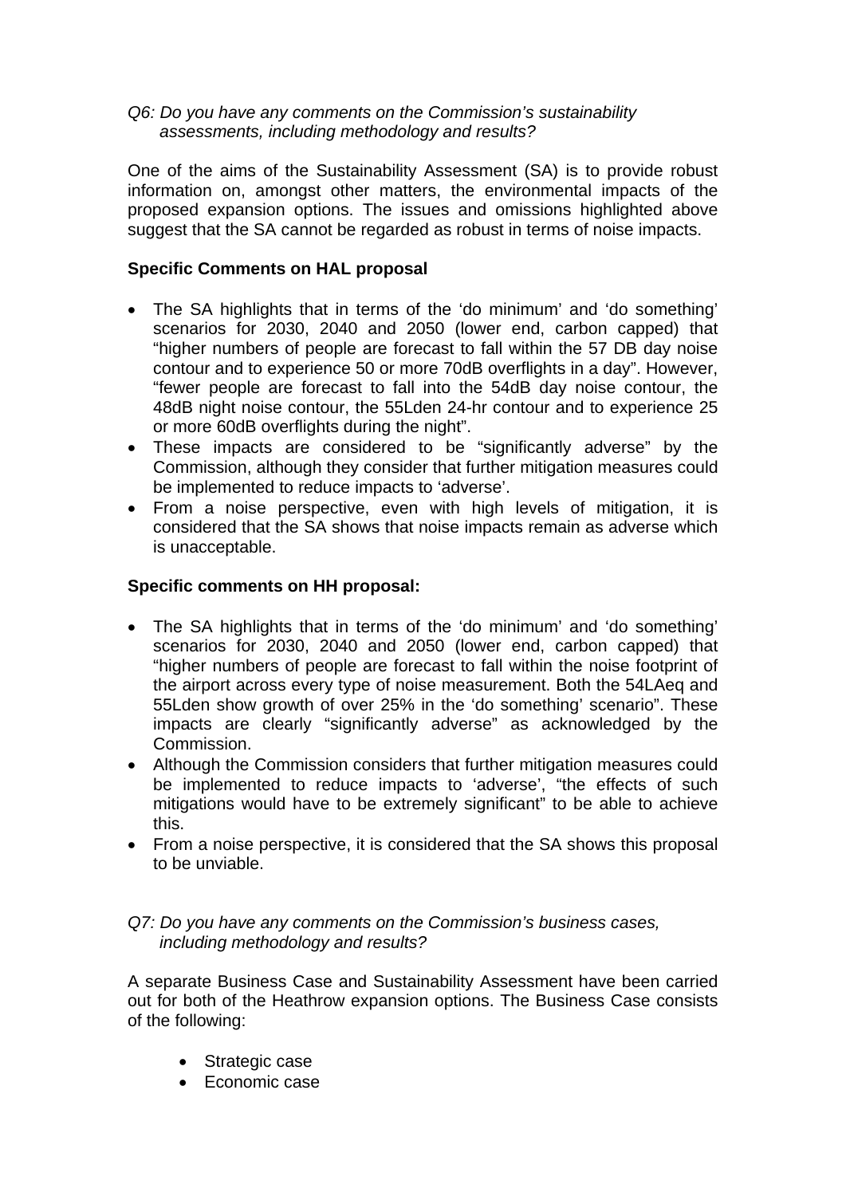*Q6: Do you have any comments on the Commission's sustainability assessments, including methodology and results?*

One of the aims of the Sustainability Assessment (SA) is to provide robust information on, amongst other matters, the environmental impacts of the proposed expansion options. The issues and omissions highlighted above suggest that the SA cannot be regarded as robust in terms of noise impacts.

**Specific Comments on HAL proposal**

- The SA highlights that in terms of the 'do minimum' and 'do something' scenarios for 2030, 2040 and 2050 (lower end, carbon capped) that "higher numbers of people are forecast to fall within the 57 DB day noise contour and to experience 50 or more 70dB overflights in a day". However, "fewer people are forecast to fall into the 54dB day noise contour, the 48dB night noise contour, the 55Lden 24-hr contour and to experience 25 or more 60dB overflights during the night".
- These impacts are considered to be "significantly adverse" by the Commission, although they consider that further mitigation measures could be implemented to reduce impacts to 'adverse'.
- From a noise perspective, even with high levels of mitigation, it is considered that the SA shows that noise impacts remain as adverse which is unacceptable.

**Specific comments on HH proposal:**

- The SA highlights that in terms of the 'do minimum' and 'do something' scenarios for 2030, 2040 and 2050 (lower end, carbon capped) that "higher numbers of people are forecast to fall within the noise footprint of the airport across every type of noise measurement. Both the 54LAeq and 55Lden show growth of over 25% in the 'do something' scenario". These impacts are clearly "significantly adverse" as acknowledged by the Commission.
- Although the Commission considers that further mitigation measures could be implemented to reduce impacts to 'adverse', "the effects of such mitigations would have to be extremely significant" to be able to achieve this.
- From a noise perspective, it is considered that the SA shows this proposal to be unviable.

*Q7: Do you have any comments on the Commission's business cases, including methodology and results?*

A separate Business Case and Sustainability Assessment have been carried out for both of the Heathrow expansion options. The Business Case consists of the following:

- Strategic case
- Economic case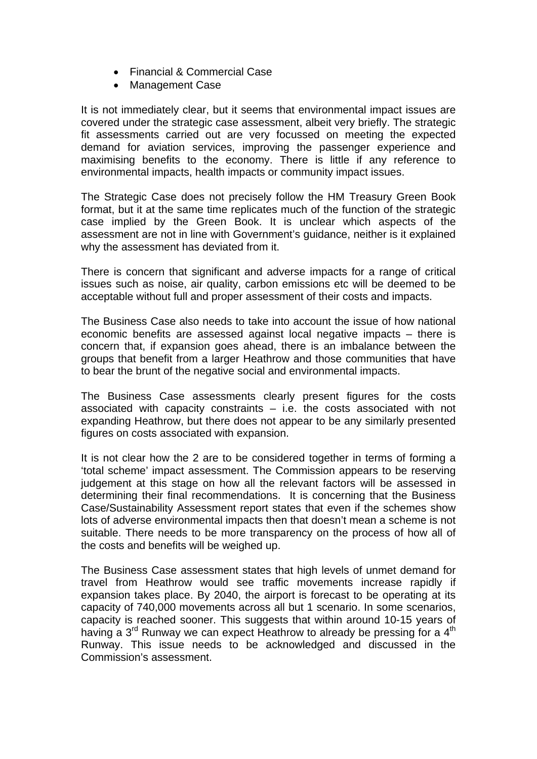- Financial & Commercial Case
- Management Case

It is not immediately clear, but it seems that environmental impact issues are covered under the strategic case assessment, albeit very briefly. The strategic fit assessments carried out are very focussed on meeting the expected demand for aviation services, improving the passenger experience and maximising benefits to the economy. There is little if any reference to environmental impacts, health impacts or community impact issues.

The Strategic Case does not precisely follow the HM Treasury Green Book format, but it at the same time replicates much of the function of the strategic case implied by the Green Book. It is unclear which aspects of the assessment are not in line with Government's guidance, neither is it explained why the assessment has deviated from it.

There is concern that significant and adverse impacts for a range of critical issues such as noise, air quality, carbon emissions etc will be deemed to be acceptable without full and proper assessment of their costs and impacts.

The Business Case also needs to take into account the issue of how national economic benefits are assessed against local negative impacts – there is concern that, if expansion goes ahead, there is an imbalance between the groups that benefit from a larger Heathrow and those communities that have to bear the brunt of the negative social and environmental impacts.

The Business Case assessments clearly present figures for the costs associated with capacity constraints – i.e. the costs associated with not expanding Heathrow, but there does not appear to be any similarly presented figures on costs associated with expansion.

It is not clear how the 2 are to be considered together in terms of forming a 'total scheme' impact assessment. The Commission appears to be reserving judgement at this stage on how all the relevant factors will be assessed in determining their final recommendations. It is concerning that the Business Case/Sustainability Assessment report states that even if the schemes show lots of adverse environmental impacts then that doesn't mean a scheme is not suitable. There needs to be more transparency on the process of how all of the costs and benefits will be weighed up.

The Business Case assessment states that high levels of unmet demand for travel from Heathrow would see traffic movements increase rapidly if expansion takes place. By 2040, the airport is forecast to be operating at its capacity of 740,000 movements across all but 1 scenario. In some scenarios, capacity is reached sooner. This suggests that within around 10-15 years of having a 3rd Runway we can expect Heathrow to already be pressing for a 4th Runway. This issue needs to be acknowledged and discussed in the Commission's assessment.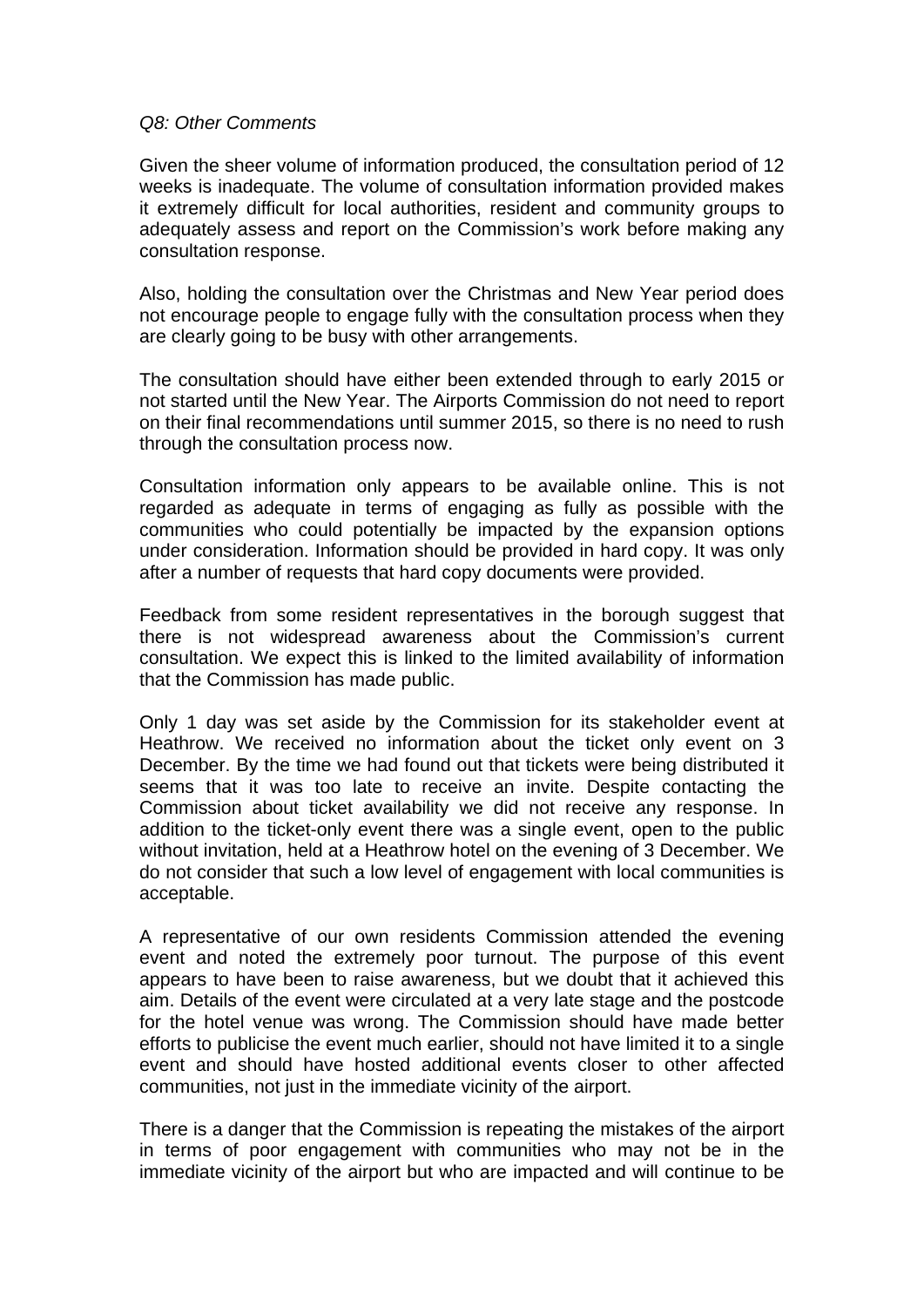*Q8: Other Comments*

Given the sheer volume of information produced, the consultation period of 12 weeks is inadequate. The volume of consultation information provided makes it extremely difficult for local authorities, resident and community groups to adequately assess and report on the Commission's work before making any consultation response.

Also, holding the consultation over the Christmas and New Year period does not encourage people to engage fully with the consultation process when they are clearly going to be busy with other arrangements.

The consultation should have either been extended through to early 2015 or not started until the New Year. The Airports Commission do not need to report on their final recommendations until summer 2015, so there is no need to rush through the consultation process now.

Consultation information only appears to be available online. This is not regarded as adequate in terms of engaging as fully as possible with the communities who could potentially be impacted by the expansion options under consideration. Information should be provided in hard copy. It was only after a number of requests that hard copy documents were provided.

Feedback from some resident representatives in the borough suggest that there is not widespread awareness about the Commission's current consultation. We expect this is linked to the limited availability of information that the Commission has made public.

Only 1 day was set aside by the Commission for its stakeholder event at Heathrow. We received no information about the ticket only event on 3 December. By the time we had found out that tickets were being distributed it seems that it was too late to receive an invite. Despite contacting the Commission about ticket availability we did not receive any response. In addition to the ticket-only event there was a single event, open to the public without invitation, held at a Heathrow hotel on the evening of 3 December. We do not consider that such a low level of engagement with local communities is acceptable.

A representative of our own residents Commission attended the evening event and noted the extremely poor turnout. The purpose of this event appears to have been to raise awareness, but we doubt that it achieved this aim. Details of the event were circulated at a very late stage and the postcode for the hotel venue was wrong. The Commission should have made better efforts to publicise the event much earlier, should not have limited it to a single event and should have hosted additional events closer to other affected communities, not just in the immediate vicinity of the airport.

There is a danger that the Commission is repeating the mistakes of the airport in terms of poor engagement with communities who may not be in the immediate vicinity of the airport but who are impacted and will continue to be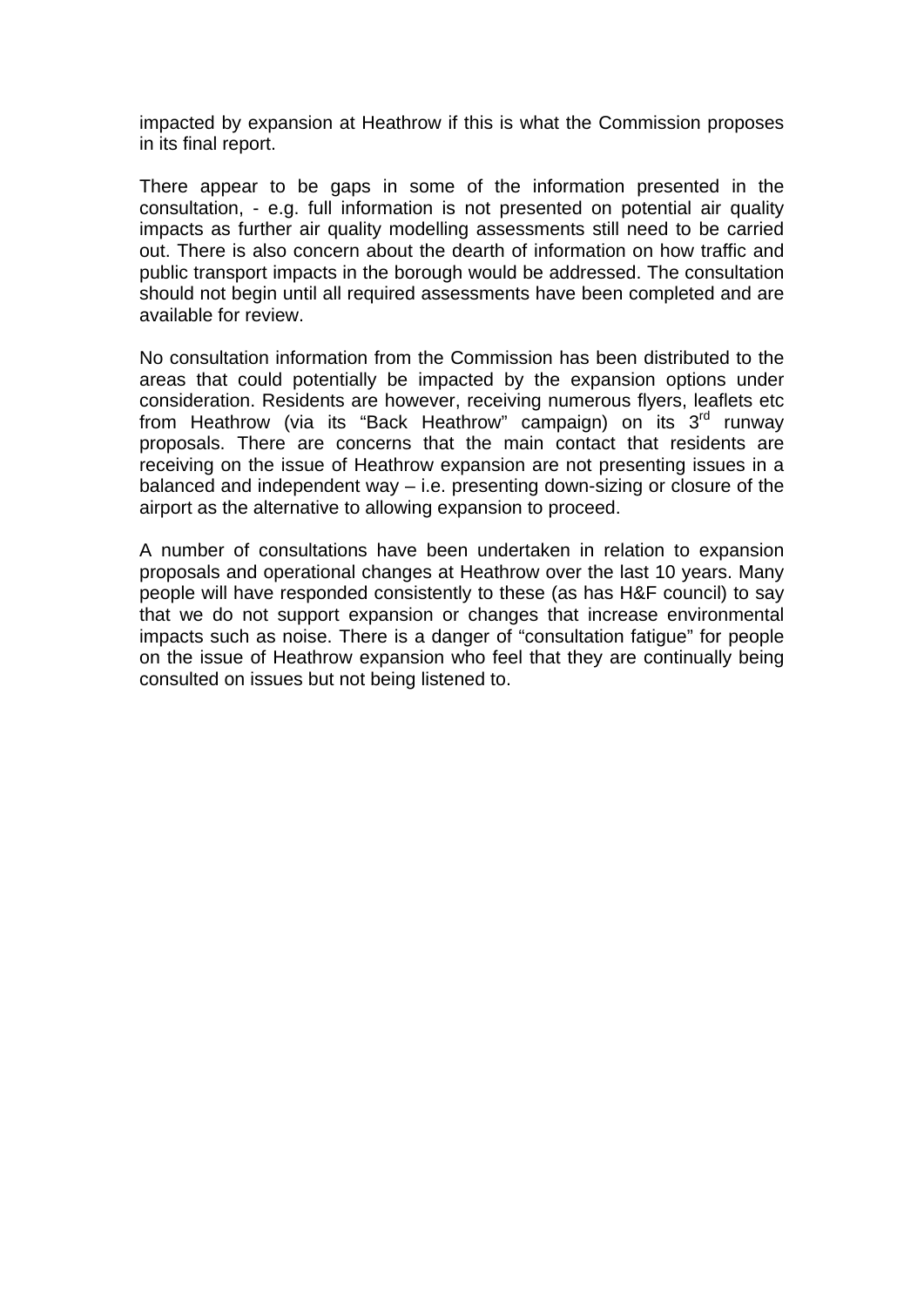impacted by expansion at Heathrow if this is what the Commission proposes in its final report.

There appear to be gaps in some of the information presented in the consultation, - e.g. full information is not presented on potential air quality impacts as further air quality modelling assessments still need to be carried out. There is also concern about the dearth of information on how traffic and public transport impacts in the borough would be addressed. The consultation should not begin until all required assessments have been completed and are available for review.

No consultation information from the Commission has been distributed to the areas that could potentially be impacted by the expansion options under consideration. Residents are however, receiving numerous flyers, leaflets etc from Heathrow (via its "Back Heathrow" campaign) on its 3rd runway proposals. There are concerns that the main contact that residents are receiving on the issue of Heathrow expansion are not presenting issues in a balanced and independent way – i.e. presenting down-sizing or closure of the airport as the alternative to allowing expansion to proceed.

A number of consultations have been undertaken in relation to expansion proposals and operational changes at Heathrow over the last 10 years. Many people will have responded consistently to these (as has H&F council) to say that we do not support expansion or changes that increase environmental impacts such as noise. There is a danger of "consultation fatigue" for people on the issue of Heathrow expansion who feel that they are continually being consulted on issues but not being listened to.